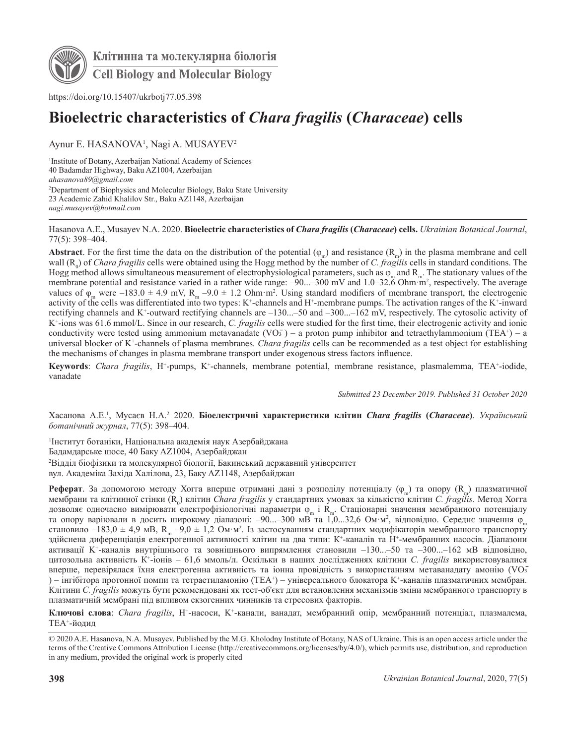Клітинна та молекулярна біологія

Cell Biology and Molecular Biology

https://doi.org/10.15407/ukrbotj77.05.398

# Bioelectric characteristics of *Chara fragilis* (*Characeae*) cells

Aynur E. HASANOVA[1], Nagi A. MUSAYEV[2]

[1]Institute of Botany, Azerbaijan National Academy of Sciences
40 Badamdar Highway, Baku AZ1004, Azerbaijan
*ahasanova89@gmail.com*

[2]Department of Biophysics and Molecular Biology, Baku State University
23 Academic Zahid Khalilov Str., Baku AZ1148, Azerbaijan
*nagi.musayev@hotmail.com*

---

Hasanova A.E., Musayev N.A. 2020. **Bioelectric characteristics of *Chara fragilis* (*Characeae*) cells.** *Ukrainian Botanical Journal*, 77(5): 398–404.

**Abstract**. For the first time the data on the distribution of the potential ($\varphi_m$) and resistance ($R_m$) in the plasma membrane and cell wall ($R_0$) of *Chara fragilis* cells were obtained using the Hogg method by the number of *C. fragilis* cells in standard conditions. The Hogg method allows simultaneous measurement of electrophysiological parameters, such as $\varphi_m$ and $R_m$. The stationary values of the membrane potential and resistance varied in a rather wide range: –90...–300 mV and 1.0–32.6 Ohm·m$^2$, respectively. The average values of $\varphi_m$ were –183.0 ± 4.9 mV, $R_m$ –9.0 ± 1.2 Ohm·m$^2$. Using standard modifiers of membrane transport, the electrogenic activity of the cells was differentiated into two types: $K^+$-channels and $H^+$-membrane pumps. The activation ranges of the $K^+$-inward rectifying channels and $K^+$-outward rectifying channels are –130...–50 and –300...–162 mV, respectively. The cytosolic activity of $K^+$-ions was 61.6 mmol/L. Since in our research, *C. fragilis* cells were studied for the first time, their electrogenic activity and ionic conductivity were tested using ammonium metavanadate ($VO_3^-$) – a proton pump inhibitor and tetraethylammonium ($TEA^+$) – a universal blocker of $K^+$-channels of plasma membranes*.* *Chara fragilis* cells can be recommended as a test object for establishing the mechanisms of changes in plasma membrane transport under exogenous stress factors influence.

**Keywords**: *Chara fragilis*, $H^+$-pumps, $K^+$-channels, membrane potential, membrane resistance, plasmalemma, $TEA^+$-iodide, vanadate

*Submitted 23 December 2019. Published 31 October 2020*

Хасанова А.Е.[1], Мусаєв Н.А.[2] 2020. **Біоелектричні характеристики клітин *Chara fragilis* (*Characeae*)**. *Український ботанічний журнал*, 77(5): 398–404.

[1]Інститут ботаніки, Національна академія наук Азербайджана
Бадамдарське шосе, 40 Баку AZ1004, Азербайджан

[2]Відділ біофізики та молекулярної біології, Бакинський державний університет
вул. Академіка Західа Халілова, 23, Баку AZ1148, Азербайджан

**Реферат**. За допомогою методу Хогга вперше отримані дані з розподілу потенціалу ($\varphi_m$) та опору ($R_m$) плазматичної мембрани та клітинної стінки ($R_0$) клітин *Chara fragilis* у стандартних умовах за кількістю клітин *C. fragilis*. Метод Хогга дозволяє одночасно вимірювати електрофізіологічні параметри $\varphi_m$ і $R_m$. Стаціонарні значення мембранного потенціалу та опору варіювали в досить широкому діапазоні: –90...–300 мВ та 1,0...32,6 Ом·м$^2$, відповідно. Середнє значення $\varphi_m$ становило –183,0 ± 4,9 мВ, $R_m$ –9,0 ± 1,2 Ом·м$^2$. Із застосуванням стандартних модифікаторів мембранного транспорту здійснена диференціація електрогенної активності клітин на два типи: $K^+$-каналів та $H^+$-мембранних насосів. Діапазони активації $K^+$-каналів внутрішнього та зовнішнього випрямлення становили –130...–50 та –300...–162 мВ відповідно, цитозольна активність $K^+$-іонів – 61,6 ммоль/л. Оскільки в наших дослідженнях клітини *C. fragilis* використовувалися вперше, перевірялася їхня електрогенна активність та іонна провідність з використанням метаванадату амонію ($VO_3^-$) – інгібітора протонної помпи та тетраетиламонію ($TEA^+$) – універсального блокатора $K^+$-каналів плазматичних мембран. Клітини *C. fragilis* можуть бути рекомендовані як тест-об'єкт для встановлення механізмів зміни мембранного транспорту в плазматичній мембрані під впливом екзогенних чинників та стресових факторів.

**Ключові слова**: *Chara fragilis*, $H^+$-насоси, $K^+$-канали, ванадат, мембранний опір, мембранний потенціал, плазмалема, $TEA^+$-йодид

© 2020 A.E. Hasanova, N.A. Musayev. Published by the M.G. Kholodny Institute of Botany, NAS of Ukraine. This is an open access article under the terms of the Creative Commons Attribution License (http://creativecommons.org/licenses/by/4.0/), which permits use, distribution, and reproduction in any medium, provided the original work is properly cited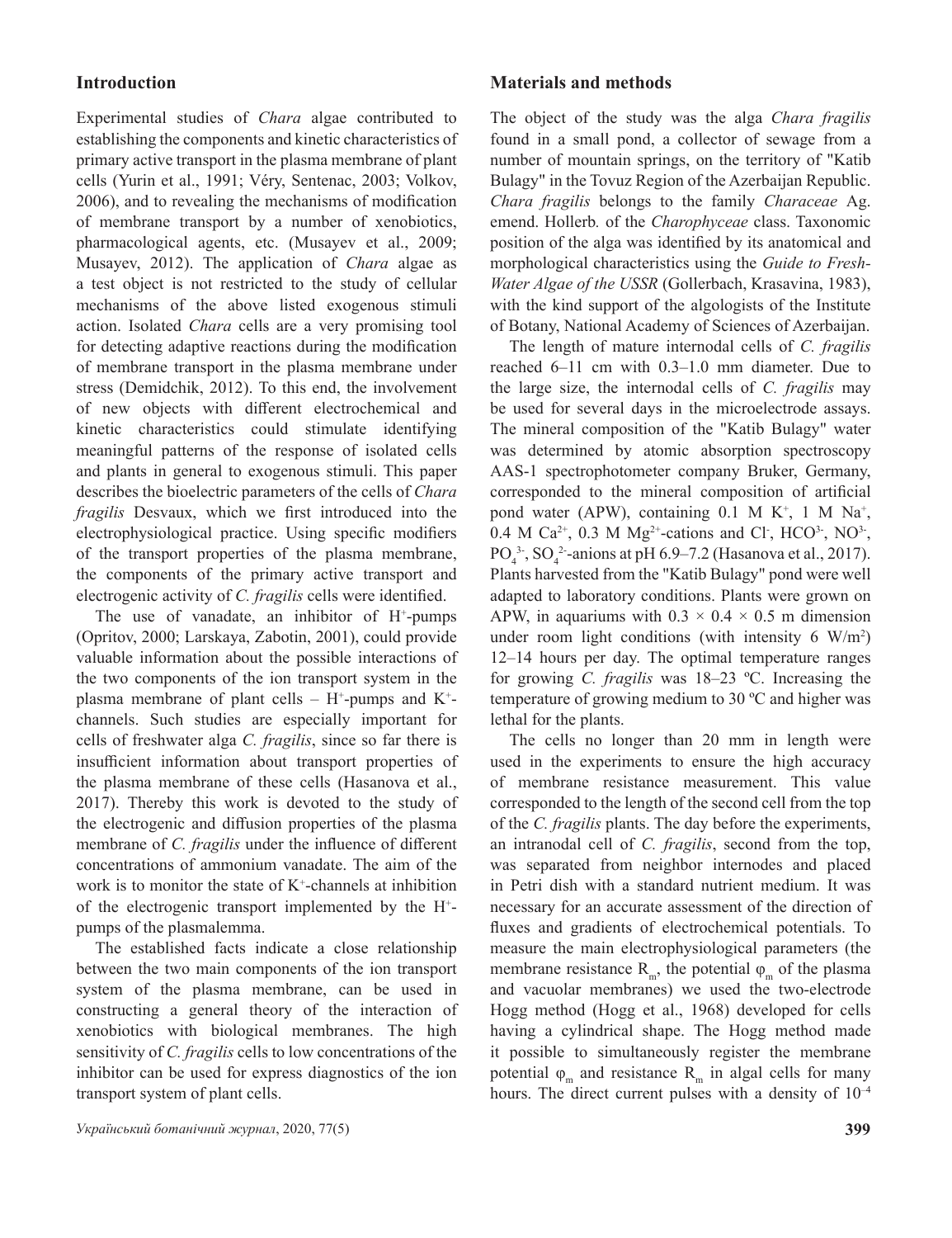## Introduction

Experimental studies of *Chara* algae contributed to establishing the components and kinetic characteristics of primary active transport in the plasma membrane of plant cells (Yurin et al., 1991; Véry, Sentenac, 2003; Volkov, 2006), and to revealing the mechanisms of modification of membrane transport by a number of xenobiotics, pharmacological agents, etc. (Musayev et al., 2009; Musayev, 2012). The application of *Chara* algae as a test object is not restricted to the study of cellular mechanisms of the above listed exogenous stimuli action. Isolated *Chara* cells are a very promising tool for detecting adaptive reactions during the modification of membrane transport in the plasma membrane under stress (Demidchik, 2012). To this end, the involvement of new objects with different electrochemical and kinetic characteristics could stimulate identifying meaningful patterns of the response of isolated cells and plants in general to exogenous stimuli. This paper describes the bioelectric parameters of the cells of *Chara fragilis* Desvaux, which we first introduced into the electrophysiological practice. Using specific modifiers of the transport properties of the plasma membrane, the components of the primary active transport and electrogenic activity of *C. fragilis* cells were identified.

The use of vanadate, an inhibitor of $H^+$-pumps (Opritov, 2000; Larskaya, Zabotin, 2001), could provide valuable information about the possible interactions of the two components of the ion transport system in the plasma membrane of plant cells – $H^+$-pumps and $K^+$-channels. Such studies are especially important for cells of freshwater alga *C. fragilis*, since so far there is insufficient information about transport properties of the plasma membrane of these cells (Hasanova et al., 2017). Thereby this work is devoted to the study of the electrogenic and diffusion properties of the plasma membrane of *C. fragilis* under the influence of different concentrations of ammonium vanadate. The aim of the work is to monitor the state of $K^+$-channels at inhibition of the electrogenic transport implemented by the $H^+$-pumps of the plasmalemma.

The established facts indicate a close relationship between the two main components of the ion transport system of the plasma membrane, can be used in constructing a general theory of the interaction of xenobiotics with biological membranes. The high sensitivity of *C. fragilis* cells to low concentrations of the inhibitor can be used for express diagnostics of the ion transport system of plant cells.

## Materials and methods

The object of the study was the alga *Chara fragilis* found in a small pond, a collector of sewage from a number of mountain springs, on the territory of "Katib Bulagy" in the Tovuz Region of the Azerbaijan Republic. *Chara fragilis* belongs to the family *Characeae* Ag. emend. Hollerb. of the *Charophyceae* class. Taxonomic position of the alga was identified by its anatomical and morphological characteristics using the *Guide to Fresh-Water Algae of the USSR* (Gollerbach, Krasavina, 1983), with the kind support of the algologists of the Institute of Botany, National Academy of Sciences of Azerbaijan.

The length of mature internodal cells of *C. fragilis* reached 6–11 cm with 0.3–1.0 mm diameter. Due to the large size, the internodal cells of *C. fragilis* may be used for several days in the microelectrode assays. The mineral composition of the "Katib Bulagy" water was determined by atomic absorption spectroscopy AAS-1 spectrophotometer company Bruker, Germany, corresponded to the mineral composition of artificial pond water (APW), containing 0.1 M $K^+$, 1 M $Na^+$, 0.4 M $Ca^{2+}$, 0.3 M $Mg^{2+}$-cations and $Cl^-$, $HCO^{3-}$, $NO^{3-}$, $PO_4^{3-}$, $SO_4^{2-}$-anions at pH 6.9–7.2 (Hasanova et al., 2017). Plants harvested from the "Katib Bulagy" pond were well adapted to laboratory conditions. Plants were grown on APW, in aquariums with 0.3 × 0.4 × 0.5 m dimension under room light conditions (with intensity 6 W/m$^2$) 12–14 hours per day. The optimal temperature ranges for growing *C. fragilis* was 18–23 ºC. Increasing the temperature of growing medium to 30 ºC and higher was lethal for the plants.

The cells no longer than 20 mm in length were used in the experiments to ensure the high accuracy of membrane resistance measurement. This value corresponded to the length of the second cell from the top of the *C. fragilis* plants. The day before the experiments, an intranodal cell of *C. fragilis*, second from the top, was separated from neighbor internodes and placed in Petri dish with a standard nutrient medium. It was necessary for an accurate assessment of the direction of fluxes and gradients of electrochemical potentials. To measure the main electrophysiological parameters (the membrane resistance $R_m$, the potential $\varphi_m$ of the plasma and vacuolar membranes) we used the two-electrode Hogg method (Hogg et al., 1968) developed for cells having a cylindrical shape. The Hogg method made it possible to simultaneously register the membrane potential $\varphi_m$ and resistance $R_m$ in algal cells for many hours. The direct current pulses with a density of $10^{-4}$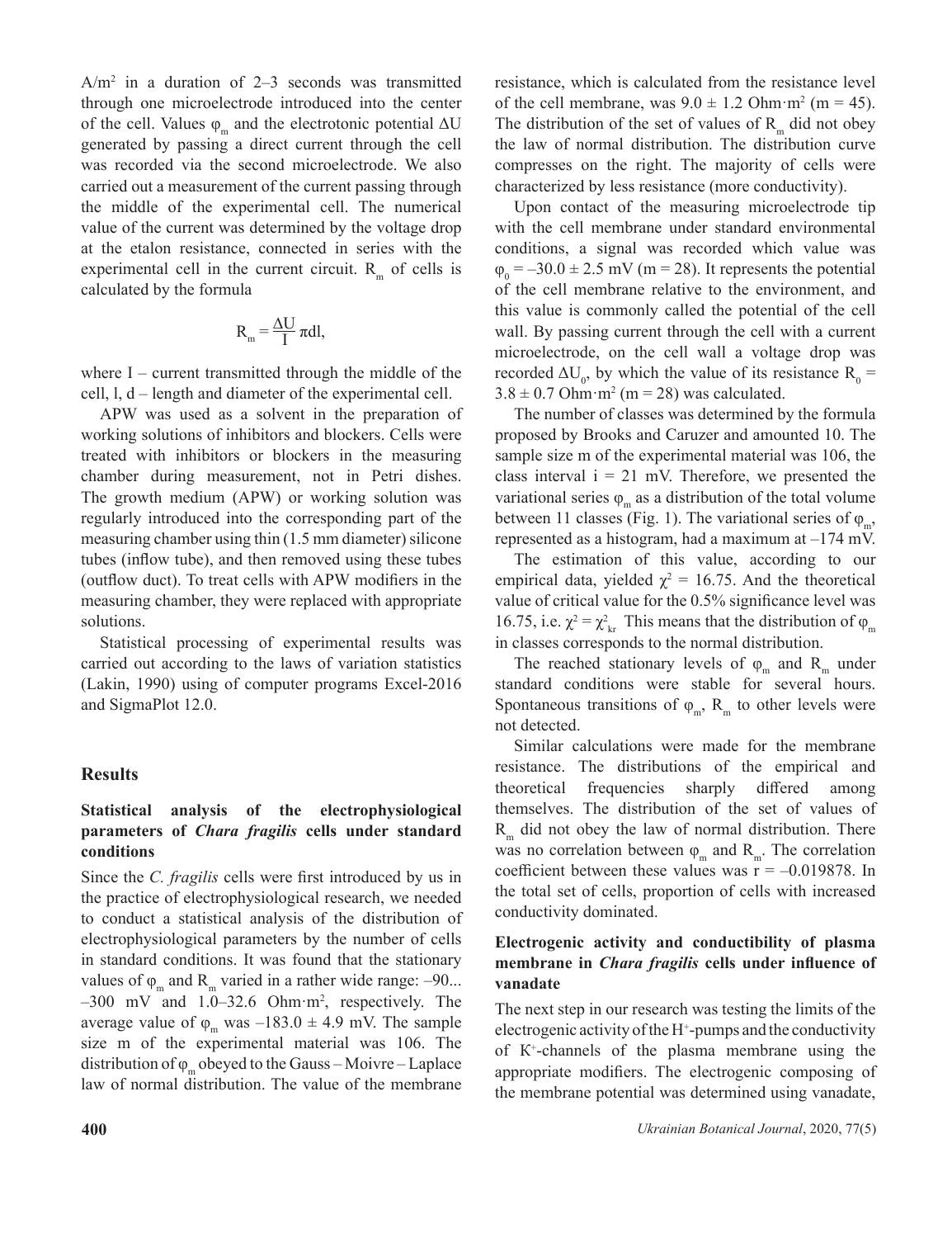A/m$^2$ in a duration of 2–3 seconds was transmitted through one microelectrode introduced into the center of the cell. Values $\varphi_m$ and the electrotonic potential $\Delta U$ generated by passing a direct current through the cell was recorded via the second microelectrode. We also carried out a measurement of the current passing through the middle of the experimental cell. The numerical value of the current was determined by the voltage drop at the etalon resistance, connected in series with the experimental cell in the current circuit. $R_m$ of cells is calculated by the formula

$$R_m = \frac{\Delta U}{I} \pi dl,$$

where I – current transmitted through the middle of the cell, l, d – length and diameter of the experimental cell.

APW was used as a solvent in the preparation of working solutions of inhibitors and blockers. Cells were treated with inhibitors or blockers in the measuring chamber during measurement, not in Petri dishes. The growth medium (APW) or working solution was regularly introduced into the corresponding part of the measuring chamber using thin (1.5 mm diameter) silicone tubes (inflow tube), and then removed using these tubes (outflow duct). To treat cells with APW modifiers in the measuring chamber, they were replaced with appropriate solutions.

Statistical processing of experimental results was carried out according to the laws of variation statistics (Lakin, 1990) using of computer programs Excel-2016 and SigmaPlot 12.0.

## Results

### Statistical analysis of the electrophysiological parameters of *Chara fragilis* cells under standard conditions

Since the *C. fragilis* cells were first introduced by us in the practice of electrophysiological research, we needed to conduct a statistical analysis of the distribution of electrophysiological parameters by the number of cells in standard conditions. It was found that the stationary values of $\varphi_m$ and $R_m$ varied in a rather wide range: –90... –300 mV and 1.0–32.6 Ohm·m$^2$, respectively. The average value of $\varphi_m$ was –183.0 ± 4.9 mV. The sample size m of the experimental material was 106. The distribution of $\varphi_m$ obeyed to the Gauss – Moivre – Laplace law of normal distribution. The value of the membrane resistance, which is calculated from the resistance level of the cell membrane, was 9.0 ± 1.2 Ohm·m$^2$ (m = 45). The distribution of the set of values of $R_m$ did not obey the law of normal distribution. The distribution curve compresses on the right. The majority of cells were characterized by less resistance (more conductivity).

Upon contact of the measuring microelectrode tip with the cell membrane under standard environmental conditions, a signal was recorded which value was $\varphi_0$ = –30.0 ± 2.5 mV (m = 28). It represents the potential of the cell membrane relative to the environment, and this value is commonly called the potential of the cell wall. By passing current through the cell with a current microelectrode, on the cell wall a voltage drop was recorded $\Delta U_0$, by which the value of its resistance $R_0$ = 3.8 ± 0.7 Ohm·m$^2$ (m = 28) was calculated.

The number of classes was determined by the formula proposed by Brooks and Caruzer and amounted 10. The sample size m of the experimental material was 106, the class interval i = 21 mV. Therefore, we presented the variational series $\varphi_m$ as a distribution of the total volume between 11 classes (Fig. 1). The variational series of $\varphi_m$, represented as a histogram, had a maximum at –174 mV.

The estimation of this value, according to our empirical data, yielded $\chi^2$ = 16.75. And the theoretical value of critical value for the 0.5% significance level was 16.75, i.e. $\chi^2 = \chi^2_{kr}$. This means that the distribution of $\varphi_m$ in classes corresponds to the normal distribution.

The reached stationary levels of $\varphi_m$ and $R_m$ under standard conditions were stable for several hours. Spontaneous transitions of $\varphi_m$, $R_m$ to other levels were not detected.

Similar calculations were made for the membrane resistance. The distributions of the empirical and theoretical frequencies sharply differed among themselves. The distribution of the set of values of $R_m$ did not obey the law of normal distribution. There was no correlation between $\varphi_m$ and $R_m$. The correlation coefficient between these values was r = –0.019878. In the total set of cells, proportion of cells with increased conductivity dominated.

### Electrogenic activity and conductibility of plasma membrane in *Chara fragilis* cells under influence of vanadate

The next step in our research was testing the limits of the electrogenic activity of the $H^+$-pumps and the conductivity of $K^+$-channels of the plasma membrane using the appropriate modifiers. The electrogenic composing of the membrane potential was determined using vanadate,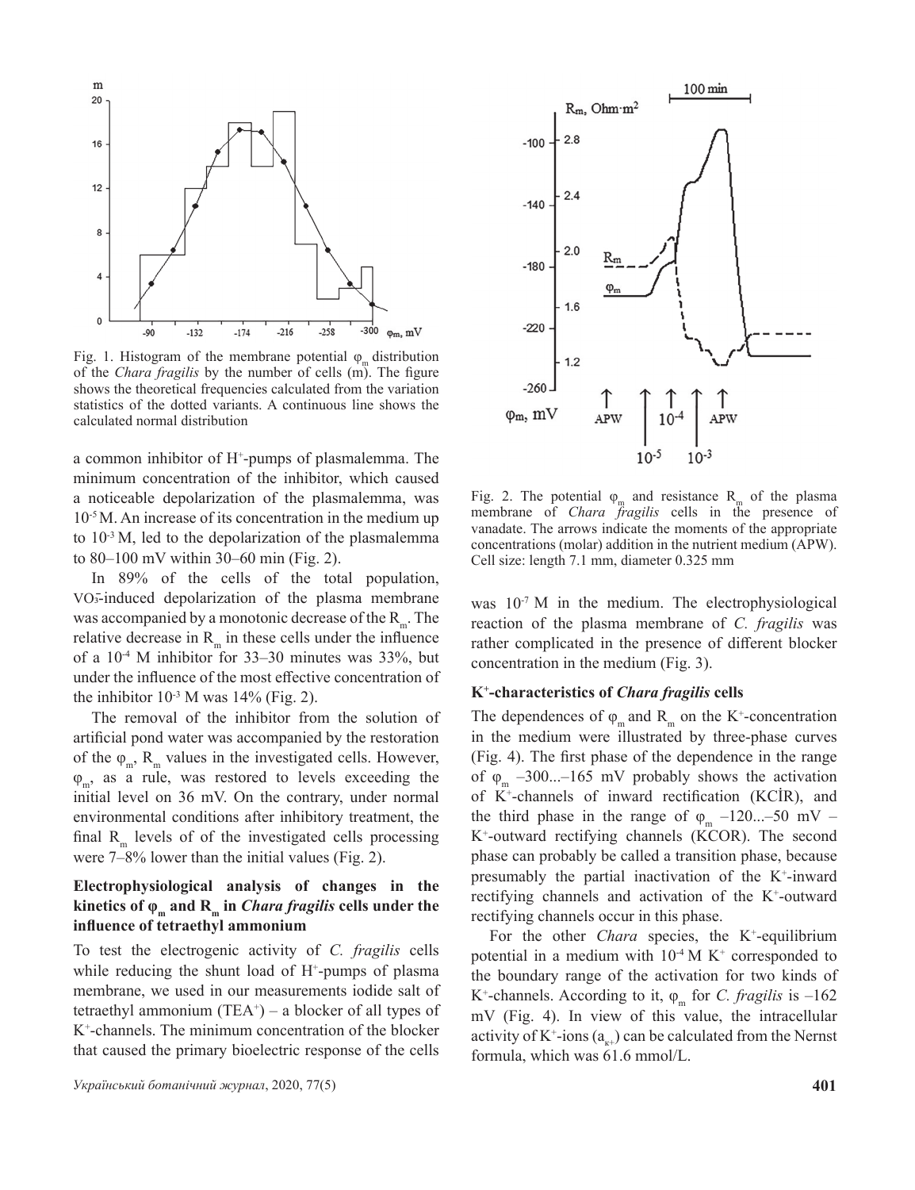Fig. 1. Histogram of the membrane potential $\varphi_m$ distribution of the *Chara fragilis* by the number of cells (m). The figure shows the theoretical frequencies calculated from the variation statistics of the dotted variants. A continuous line shows the calculated normal distribution

a common inhibitor of $H^+$-pumps of plasmalemma. The minimum concentration of the inhibitor, which caused a noticeable depolarization of the plasmalemma, was $10^{-5}$ M. An increase of its concentration in the medium up to $10^{-3}$ M, led to the depolarization of the plasmalemma to 80–100 mV within 30–60 min (Fig. 2).

In 89% of the cells of the total population, $VO_3^-$-induced depolarization of the plasma membrane was accompanied by a monotonic decrease of the $R_m$. The relative decrease in $R_m$ in these cells under the influence of a $10^{-4}$ M inhibitor for 33–30 minutes was 33%, but under the influence of the most effective concentration of the inhibitor $10^{-3}$ M was 14% (Fig. 2).

The removal of the inhibitor from the solution of artificial pond water was accompanied by the restoration of the $\varphi_m$, $R_m$ values in the investigated cells. However, $\varphi_m$, as a rule, was restored to levels exceeding the initial level on 36 mV. On the contrary, under normal environmental conditions after inhibitory treatment, the final $R_m$ levels of of the investigated cells processing were 7–8% lower than the initial values (Fig. 2).

### Electrophysiological analysis of changes in the kinetics of $\varphi_m$ and $R_m$ in *Chara fragilis* cells under the influence of tetraethyl ammonium

To test the electrogenic activity of *C. fragilis* cells while reducing the shunt load of $H^+$-pumps of plasma membrane, we used in our measurements iodide salt of tetraethyl ammonium ($TEA^+$) – a blocker of all types of $K^+$-channels. The minimum concentration of the blocker that caused the primary bioelectric response of the cells

Fig. 2. The potential $\varphi_m$ and resistance $R_m$ of the plasma membrane of *Chara fragilis* cells in the presence of vanadate. The arrows indicate the moments of the appropriate concentrations (molar) addition in the nutrient medium (APW). Cell size: length 7.1 mm, diameter 0.325 mm

was $10^{-7}$ M in the medium. The electrophysiological reaction of the plasma membrane of *C. fragilis* was rather complicated in the presence of different blocker concentration in the medium (Fig. 3).

### $K^+$-characteristics of *Chara fragilis* cells

The dependences of $\varphi_m$ and $R_m$ on the $K^+$-concentration in the medium were illustrated by three-phase curves (Fig. 4). The first phase of the dependence in the range of $\varphi_m$ –300...–165 mV probably shows the activation of $K^+$-channels of inward rectification (KCİR), and the third phase in the range of $\varphi_m$ –120...–50 mV – $K^+$-outward rectifying channels (KCOR). The second phase can probably be called a transition phase, because presumably the partial inactivation of the $K^+$-inward rectifying channels and activation of the $K^+$-outward rectifying channels occur in this phase.

For the other *Chara* species, the $K^+$-equilibrium potential in a medium with $10^{-4}$ M $K^+$ corresponded to the boundary range of the activation for two kinds of $K^+$-channels. According to it, $\varphi_m$ for *C. fragilis* is –162 mV (Fig. 4). In view of this value, the intracellular activity of $K^+$-ions ($a_{K+}$) can be calculated from the Nernst formula, which was 61.6 mmol/L.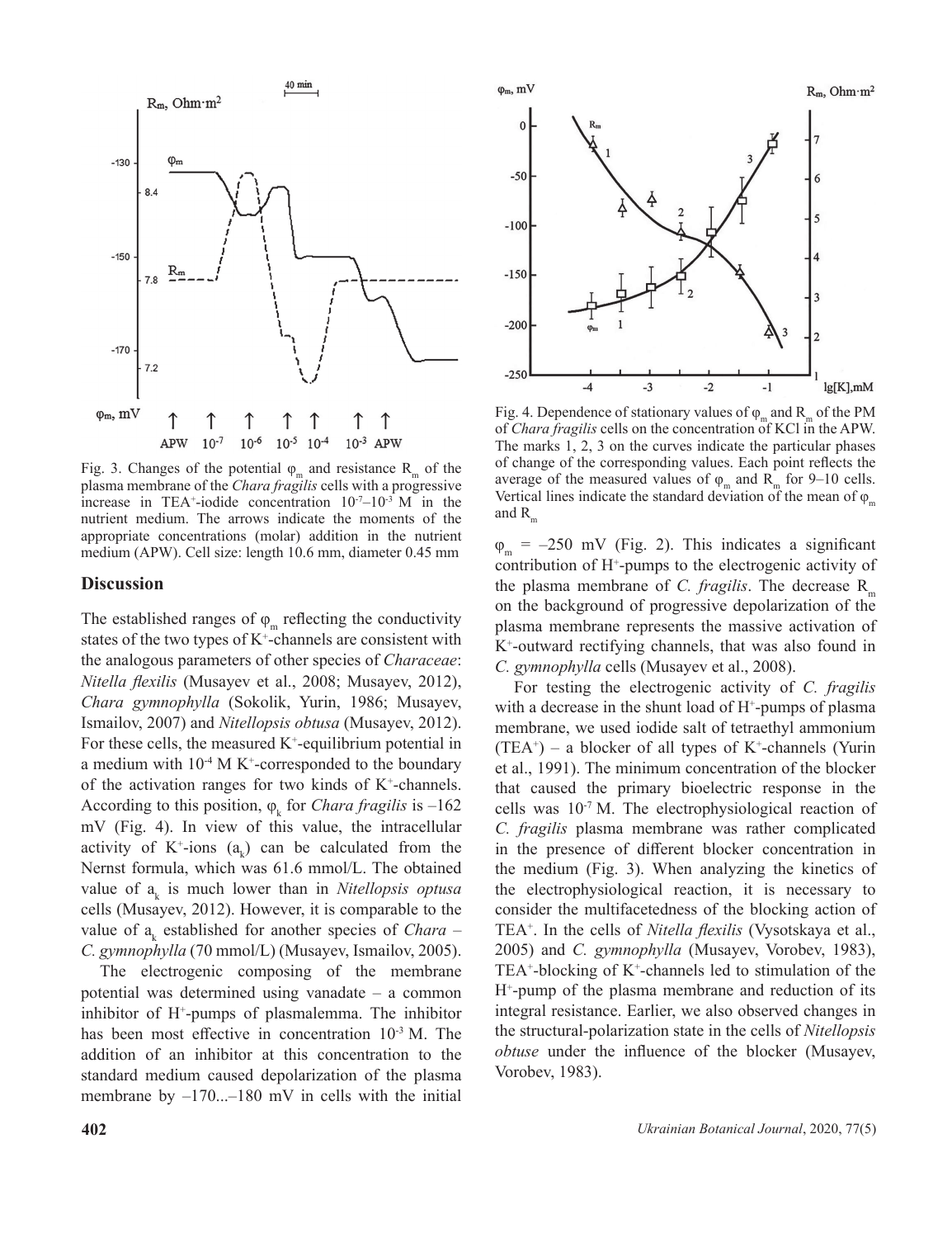Fig. 3. Changes of the potential $\varphi_m$ and resistance $R_m$ of the plasma membrane of the *Chara fragilis* cells with a progressive increase in $TEA^+$-iodide concentration $10^{-7}$–$10^{-3}$ M in the nutrient medium. The arrows indicate the moments of the appropriate concentrations (molar) addition in the nutrient medium (APW). Cell size: length 10.6 mm, diameter 0.45 mm

Fig. 4. Dependence of stationary values of $\varphi_m$ and $R_m$ of the PM of *Chara fragilis* cells on the concentration of KCl in the APW. The marks 1, 2, 3 on the curves indicate the particular phases of change of the corresponding values. Each point reflects the average of the measured values of $\varphi_m$ and $R_m$ for 9–10 cells. Vertical lines indicate the standard deviation of the mean of $\varphi_m$ and $R_m$

## Discussion

The established ranges of $\varphi_m$ reflecting the conductivity states of the two types of $K^+$-channels are consistent with the analogous parameters of other species of *Characeae*: *Nitella flexilis* (Musayev et al., 2008; Musayev, 2012), *Chara gymnophylla* (Sokolik, Yurin, 1986; Musayev, Ismailov, 2007) and *Nitellopsis obtusa* (Musayev, 2012). For these cells, the measured $K^+$-equilibrium potential in a medium with $10^{-4}$ M $K^+$-corresponded to the boundary of the activation ranges for two kinds of $K^+$-channels. According to this position, $\varphi_k$ for *Chara fragilis* is –162 mV (Fig. 4). In view of this value, the intracellular activity of $K^+$-ions ($a_k$) can be calculated from the Nernst formula, which was 61.6 mmol/L. The obtained value of $a_k$ is much lower than in *Nitellopsis optusa* cells (Musayev, 2012). However, it is comparable to the value of $a_k$ established for another species of *Chara* – *C. gymnophylla* (70 mmol/L) (Musayev, Ismailov, 2005).

The electrogenic composing of the membrane potential was determined using vanadate – a common inhibitor of $H^+$-pumps of plasmalemma. The inhibitor has been most effective in concentration $10^{-3}$ M. The addition of an inhibitor at this concentration to the standard medium caused depolarization of the plasma membrane by –170...–180 mV in cells with the initial $\varphi_m$ = –250 mV (Fig. 2). This indicates a significant contribution of $H^+$-pumps to the electrogenic activity of the plasma membrane of *C. fragilis*. The decrease $R_m$ on the background of progressive depolarization of the plasma membrane represents the massive activation of $K^+$-outward rectifying channels, that was also found in *C. gymnophylla* cells (Musayev et al., 2008).

For testing the electrogenic activity of *C. fragilis* with a decrease in the shunt load of $H^+$-pumps of plasma membrane, we used iodide salt of tetraethyl ammonium ($TEA^+$) – a blocker of all types of $K^+$-channels (Yurin et al., 1991). The minimum concentration of the blocker that caused the primary bioelectric response in the cells was $10^{-7}$ M. The electrophysiological reaction of *C. fragilis* plasma membrane was rather complicated in the presence of different blocker concentration in the medium (Fig. 3). When analyzing the kinetics of the electrophysiological reaction, it is necessary to consider the multifacetedness of the blocking action of $TEA^+$. In the cells of *Nitella flexilis* (Vysotskaya et al., 2005) and *C. gymnophylla* (Musayev, Vorobev, 1983), $TEA^+$-blocking of $K^+$-channels led to stimulation of the $H^+$-pump of the plasma membrane and reduction of its integral resistance. Earlier, we also observed changes in the structural-polarization state in the cells of *Nitellopsis obtuse* under the influence of the blocker (Musayev, Vorobev, 1983).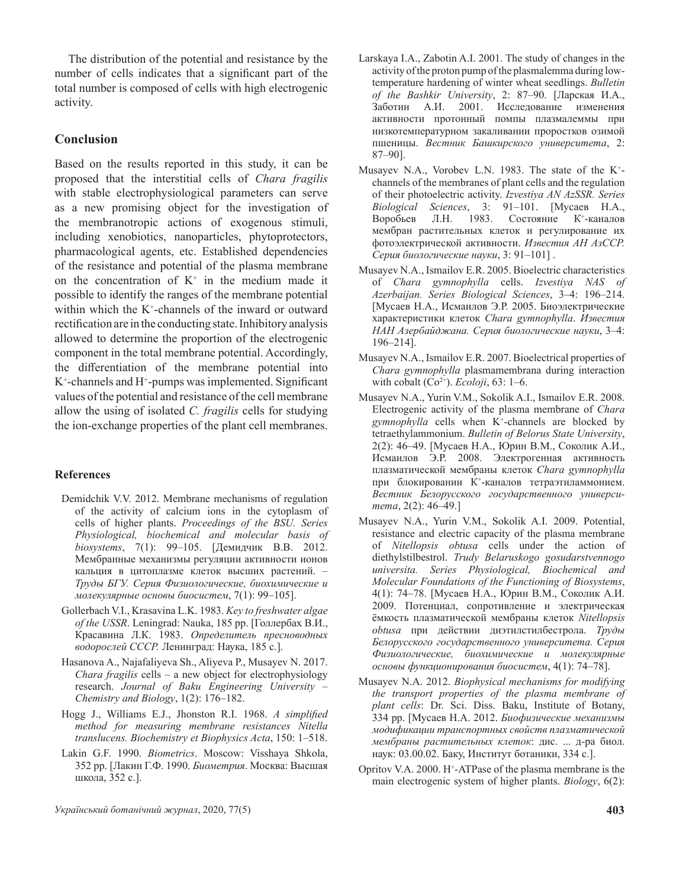The distribution of the potential and resistance by the number of cells indicates that a significant part of the total number is composed of cells with high electrogenic activity.

## Conclusion

Based on the results reported in this study, it can be proposed that the interstitial cells of *Chara fragilis* with stable electrophysiological parameters can serve as a new promising object for the investigation of the membranotropic actions of exogenous stimuli, including xenobiotics, nanoparticles, phytoprotectors, pharmacological agents, etc. Established dependencies of the resistance and potential of the plasma membrane on the concentration of $K^+$ in the medium made it possible to identify the ranges of the membrane potential within which the $K^+$-channels of the inward or outward rectification are in the conducting state. Inhibitory analysis allowed to determine the proportion of the electrogenic component in the total membrane potential. Accordingly, the differentiation of the membrane potential into $K^+$-channels and $H^+$-pumps was implemented. Significant values of the potential and resistance of the cell membrane allow the using of isolated *C. fragilis* cells for studying the ion-exchange properties of the plant cell membranes.

### References

Demidchik V.V. 2012. Membrane mechanisms of regulation of the activity of calcium ions in the cytoplasm of cells of higher plants. *Proceedings of the BSU. Series Physiological, biochemical and molecular basis of biosystems*, 7(1): 99–105. [Демидчик В.В. 2012. Мембранные механизмы регуляции активности ионов кальция в цитоплазме клеток высших растений. – *Труды БГУ. Серия Физиологические, биохимические и молекулярные основы биосистем*, 7(1): 99–105].

Gollerbach V.I., Krasavina L.K. 1983. *Key to freshwater algae of the USSR*. Leningrad: Nauka, 185 pp. [Голлербах В.И., Красавина Л.К. 1983. *Определитель пресноводных водорослей СССР.* Ленинград: Наука, 185 с.].

Hasanova A., Najafaliyeva Sh., Aliyeva P., Musayev N. 2017. *Chara fragilis* cells – a new object for electrophysiology research. *Journal of Baku Engineering University – Chemistry and Biology*, 1(2): 176–182.

Hogg J., Williams E.J., Jhonston R.I. 1968. *A simplified method for measuring membrane resistances Nitella translucens. Biochemistry et Biophysics Acta*, 150: 1–518.

Lakin G.F. 1990. *Biometrics*. Moscow: Visshaya Shkola, 352 pp. [Лакин Г.Ф. 1990. *Биометрия*. Москва: Высшая школа, 352 с.].

Larskaya I.A., Zabotin A.I. 2001. The study of changes in the activity of the proton pump of the plasmalemma during low-temperature hardening of winter wheat seedlings. *Bulletin of the Bashkir University*, 2: 87–90. [Ларская И.А., Заботин А.И. 2001. Исследование изменения активности протонный помпы плазмалеммы при низкотемпературном закаливании проростков озимой пшеницы. *Вестник Башкирского университета*, 2: 87–90].

Musayev N.A., Vorobev L.N. 1983. The state of the $K^+$-channels of the membranes of plant cells and the regulation of their photoelectric activity. *Izvestiya AN AzSSR. Series Biological Sciences*, 3: 91–101. [Мусаев Н.А., Воробьев Л.Н. 1983. Состояние $K^+$-каналов мембран растительных клеток и регулирование их фотоэлектрической активности. *Известия АН АзССР. Серия биологические науки*, 3: 91–101] .

Musayev N.A., Ismailov E.R. 2005. Bioelectric characteristics of *Chara gymnophylla* cells. *Izvestiya NAS of Azerbaijan. Series Biological Sciences*, 3–4: 196–214. [Мусаев Н.А., Исмаилов Э.Р. 2005. Биоэлектрические характеристики клеток *Chara gymnophylla*. *Известия НАН Азербайджана. Серия биологические науки*, 3–4: 196–214].

Musayev N.A., Ismailov E.R. 2007. Bioelectrical properties of *Chara gymnophylla* plasmamembrana during interaction with cobalt ($Co^{2+}$). *Ecoloji*, 63: 1–6.

Musayev N.A., Yurin V.M., Sokolik A.I., Ismailov E.R. 2008. Electrogenic activity of the plasma membrane of *Chara gymnophylla* cells when $K^+$-channels are blocked by tetraethylammonium. *Bulletin of Belorus State University*, 2(2): 46–49. [Мусаев Н.А., Юрин В.М., Соколик А.И., Исмаилов Э.Р. 2008. Электрогенная активность плазматической мембраны клеток *Chara gymnophylla* при блокировании $K^+$-каналов тетраэтиламмонием. *Вестник Белорусского государственного университета*, 2(2): 46–49.]

Musayev N.A., Yurin V.M., Sokolik A.I. 2009. Potential, resistance and electric capacity of the plasma membrane of *Nitellopsis obtusa* cells under the action of diethylstilbestrol. *Trudy Belaruskogo gosudarstvennogo universita. Series Physiological, Biochemical and Molecular Foundations of the Functioning of Biosystems*, 4(1): 74–78. [Мусаев Н.А., Юрин В.М., Соколик А.И. 2009. Потенциал, сопротивление и электрическая ёмкость плазматической мембраны клеток *Nitellopsis obtusa* при действии диэтилстилбестрола. *Труды Белорусского государственного университета. Серия Физиологические, биохимические и молекулярные основы функционирования биосистем*, 4(1): 74–78].

Musayev N.A. 2012. *Biophysical mechanisms for modifying the transport properties of the plasma membrane of plant cells*: Dr. Sci. Diss. Baku, Institute of Botany, 334 pp. [Мусаев Н.А. 2012. *Биофизические механизмы модификации транспортных свойств плазматической мембраны растительных клеток*: дис. ... д-ра биол. наук: 03.00.02. Баку, Институт ботаники, 334 с.].

Opritov V.A. 2000. $H^+$-ATPase of the plasma membrane is the main electrogenic system of higher plants. *Biology*, 6(2):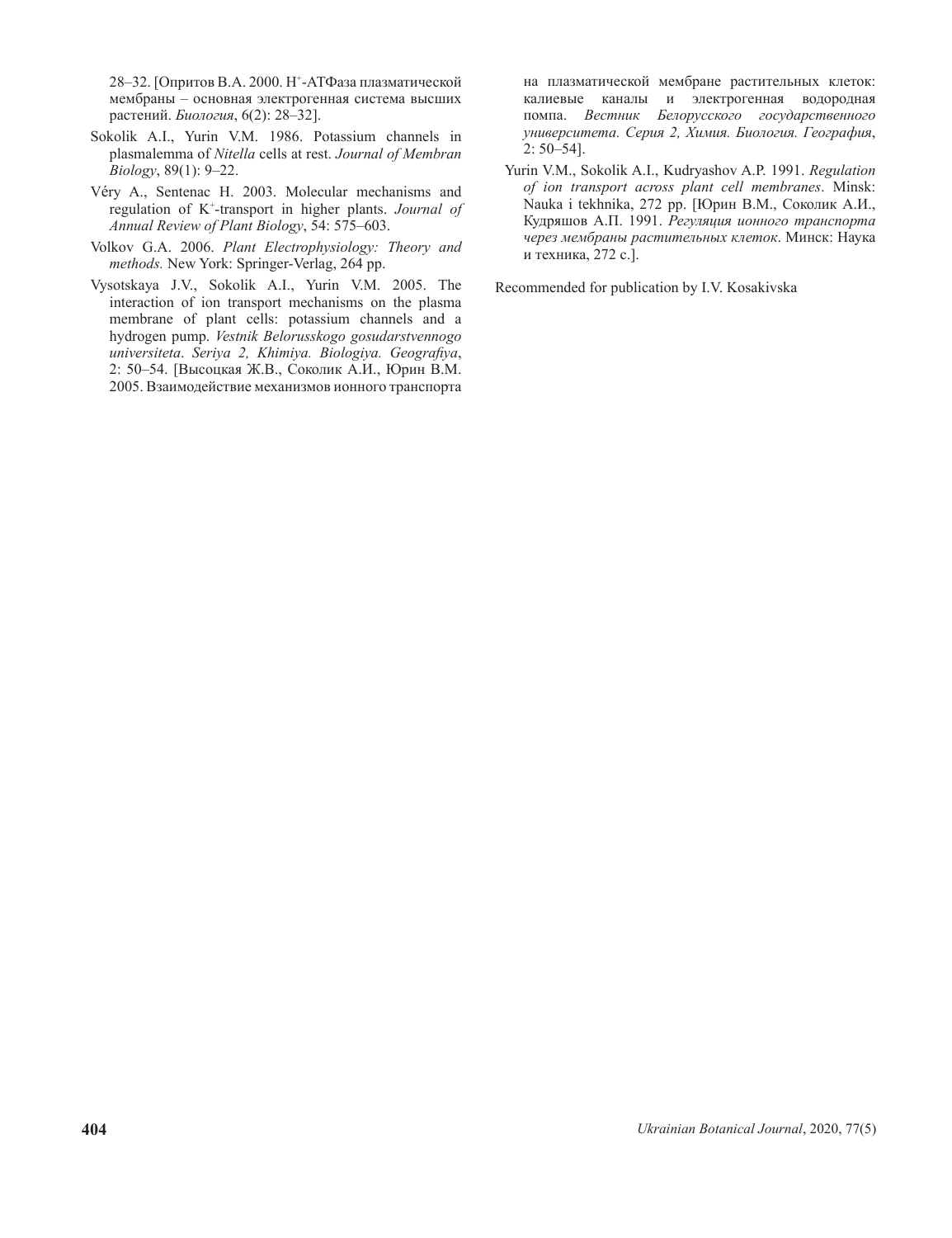28–32. [Опритов В.А. 2000. $H^+$-АТФаза плазматической мембраны – основная электрогенная система высших растений. *Биология*, 6(2): 28–32].

Sokolik A.I., Yurin V.M. 1986. Potassium channels in plasmalemma of *Nitella* cells at rest. *Journal of Membran Biology*, 89(1): 9–22.

Véry A., Sentenac H. 2003. Molecular mechanisms and regulation of $K^+$-transport in higher plants. *Journal of Annual Review of Plant Biology*, 54: 575–603.

Volkov G.A. 2006. *Plant Electrophysiology: Theory and methods.* New York: Springer-Verlag, 264 pp.

Vysotskaya J.V., Sokolik A.I., Yurin V.M. 2005. The interaction of ion transport mechanisms on the plasma membrane of plant cells: potassium channels and a hydrogen pump. *Vestnik Belorusskogo gosudarstvennogo universiteta*. *Seriya 2, Khimiya. Biologiya. Geografiya*, 2: 50–54. [Высоцкая Ж.В., Соколик А.И., Юрин В.М. 2005. Взаимодействие механизмов ионного транспорта на плазматической мембране растительных клеток: калиевые каналы и электрогенная водородная помпа. *Вестник Белорусского государственного университета. Серия 2, Химия. Биология. География*, 2: 50–54].

Yurin V.M., Sokolik A.I., Kudryashov A.P. 1991. *Regulation of ion transport across plant cell membranes*. Minsk: Nauka i tekhnika, 272 pp. [Юрин В.М., Соколик А.И., Кудряшов А.П. 1991. *Регуляция ионного транспорта через мембраны растительных клеток*. Минск: Наука и техника, 272 с.].

Recommended for publication by I.V. Kosakivska